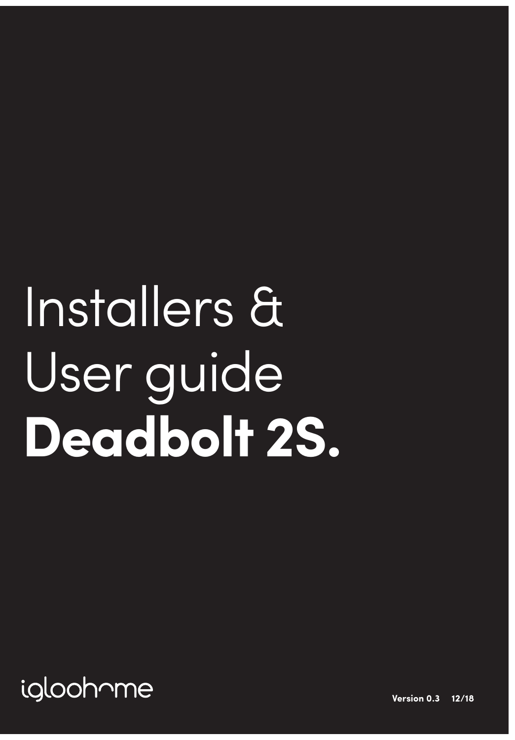# Installers & User guide **Deadbolt 2S.**

igloohome

Version 0.3 12/18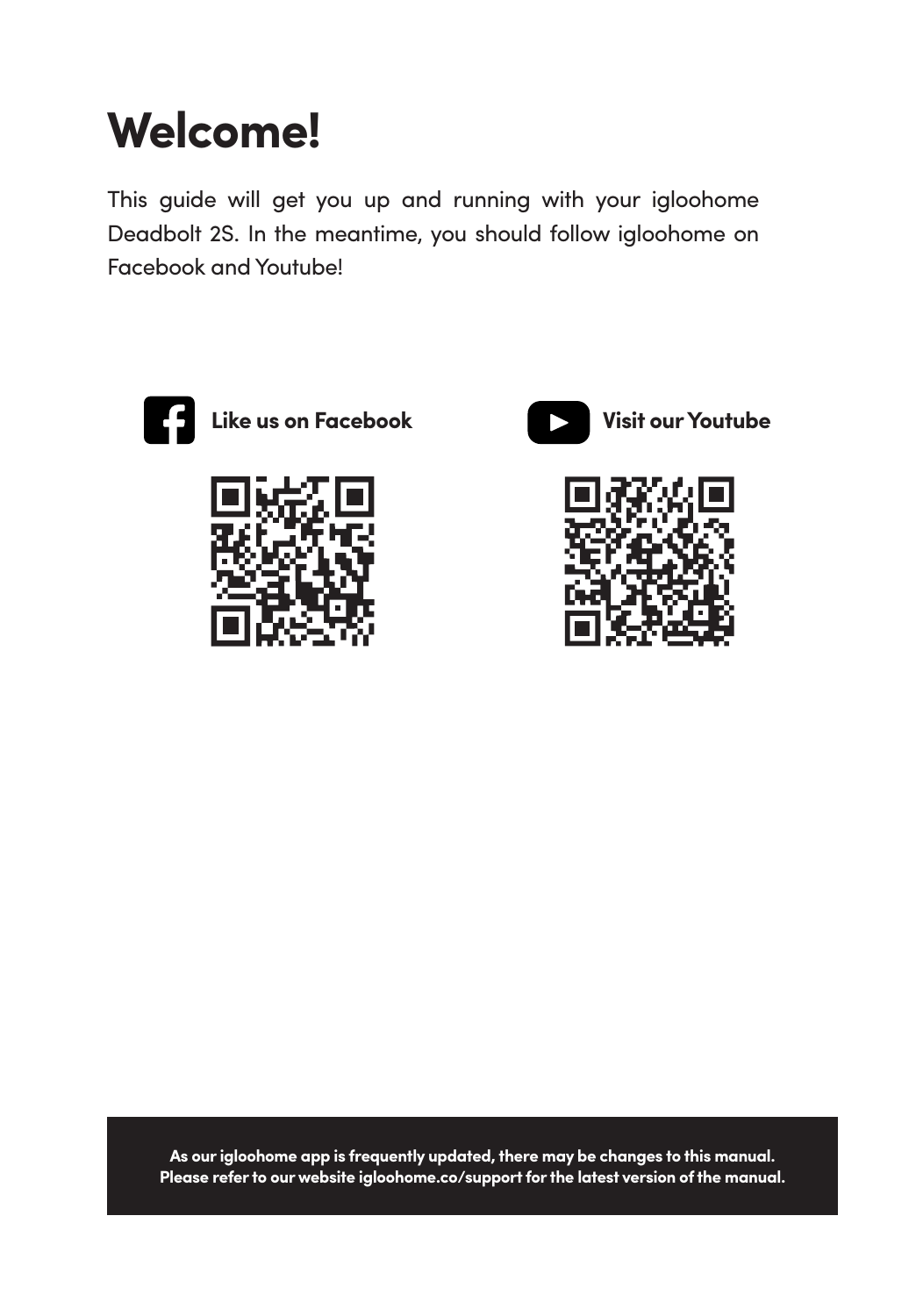# Welcome!

This guide will get you up and running with your igloohome Deadbolt 2S. In the meantime, you should follow igloohome on Facebook and Youtube!

**Like us on Facebook**

**Visit our Youtube**

**As our igloohome app is frequently updated, there may be changes to this manual. Please refer to our website igloohome.co/support for the latest version of the manual.**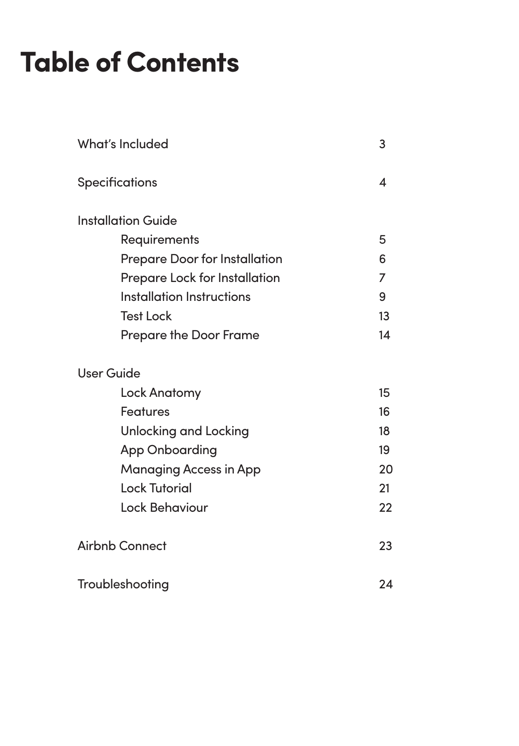# Table of Contents

| | |
|---|---|
| What's Included | 3 |
| Specifications | 4 |
| Installation Guide | |
| Requirements | 5 |
| Prepare Door for Installation | 6 |
| Prepare Lock for Installation | 7 |
| Installation Instructions | 9 |
| Test Lock | 13 |
| Prepare the Door Frame | 14 |
| User Guide | |
| Lock Anatomy | 15 |
| Features | 16 |
| Unlocking and Locking | 18 |
| App Onboarding | 19 |
| Managing Access in App | 20 |
| Lock Tutorial | 21 |
| Lock Behaviour | 22 |
| Airbnb Connect | 23 |
| Troubleshooting | 24 |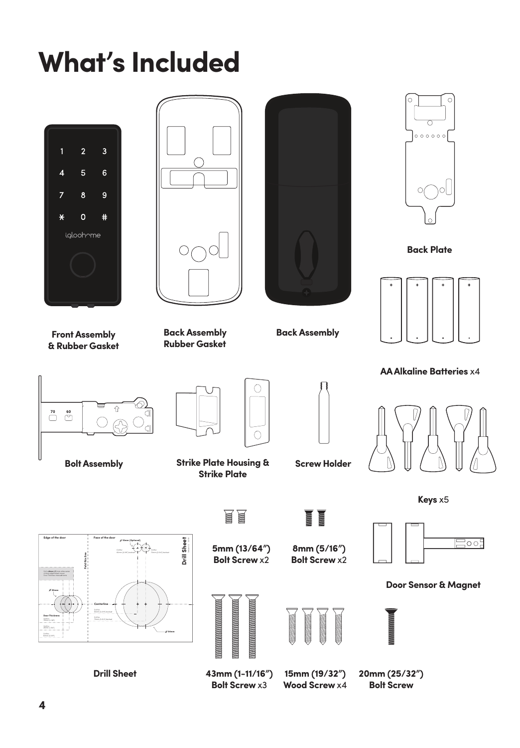# What's Included

**Front Assembly & Rubber Gasket**

**Back Assembly Rubber Gasket**

**Back Assembly**

**Back Plate**

**AA Alkaline Batteries** x4

**Bolt Assembly**

**Strike Plate Housing & Strike Plate**

**Screw Holder**

**Keys** x5

**5mm (13/64")**
**Bolt Screw** x2

**8mm (5/16")**
**Bolt Screw** x2

**Door Sensor & Magnet**

**Drill Sheet**

**43mm (1-11/16")**
**Bolt Screw** x3

**15mm (19/32")**
**Wood Screw** x4

**20mm (25/32")**
**Bolt Screw**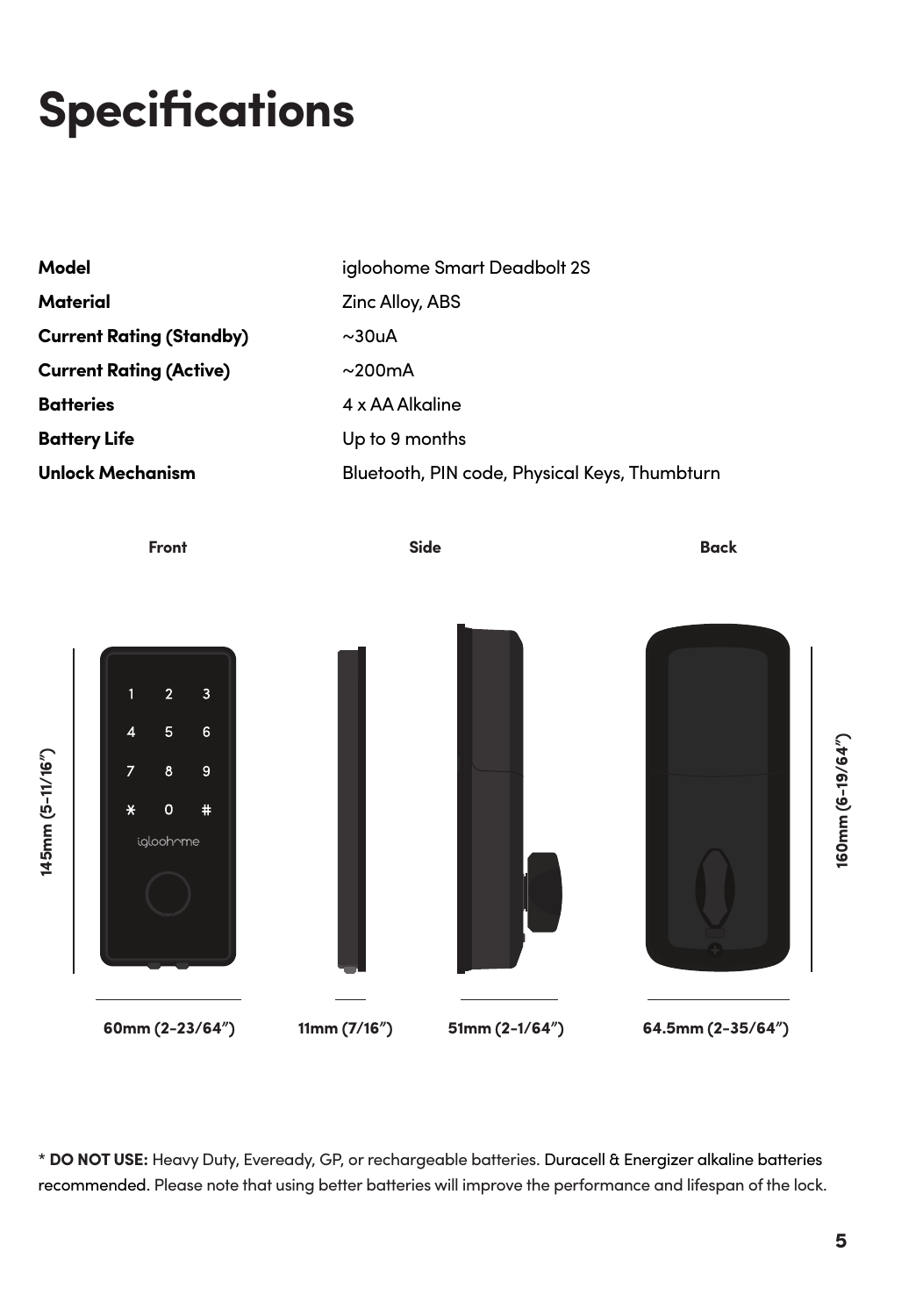# Specifications

| | |
|---|---|
| **Model** | igloohome Smart Deadbolt 2S |
| **Material** | Zinc Alloy, ABS |
| **Current Rating (Standby)** | ~30uA |
| **Current Rating (Active)** | ~200mA |
| **Batteries** | 4 x AA Alkaline |
| **Battery Life** | Up to 9 months |
| **Unlock Mechanism** | Bluetooth, PIN code, Physical Keys, Thumbturn |

**Front**

**Side**

**Back**

**145mm (5-11/16")**

**160mm (6-19/64")**

**60mm (2-23/64")**

**11mm (7/16")**

**51mm (2-1/64")**

**64.5mm (2-35/64")**

* **DO NOT USE:** Heavy Duty, Eveready, GP, or rechargeable batteries. Duracell & Energizer alkaline batteries recommended. Please note that using better batteries will improve the performance and lifespan of the lock.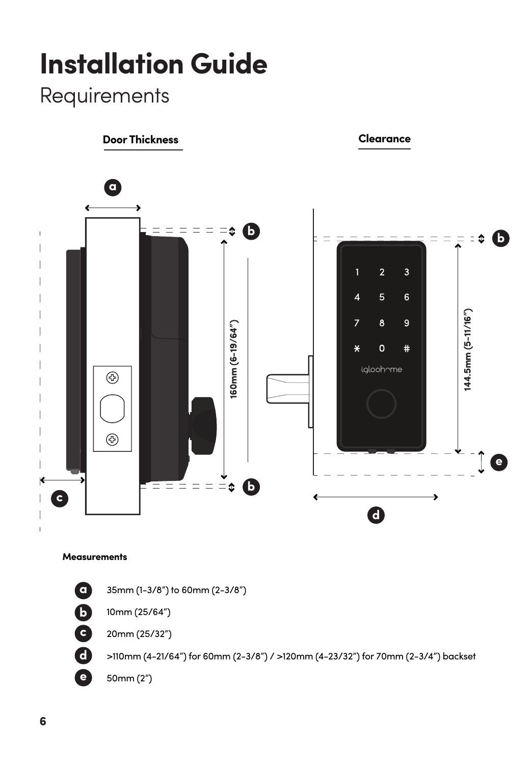# Installation Guide

## Requirements

**Door Thickness**

**Clearance**

a

b

160mm (6-19/64")

b

c

b

144.5mm (5-11/16")

e

d

**Measurements**

- **a** 35mm (1-3/8") to 60mm (2-3/8")
- **b** 10mm (25/64")
- **c** 20mm (25/32")
- **d** >110mm (4-21/64") for 60mm (2-3/8") / >120mm (4-23/32") for 70mm (2-3/4") backset
- **e** 50mm (2")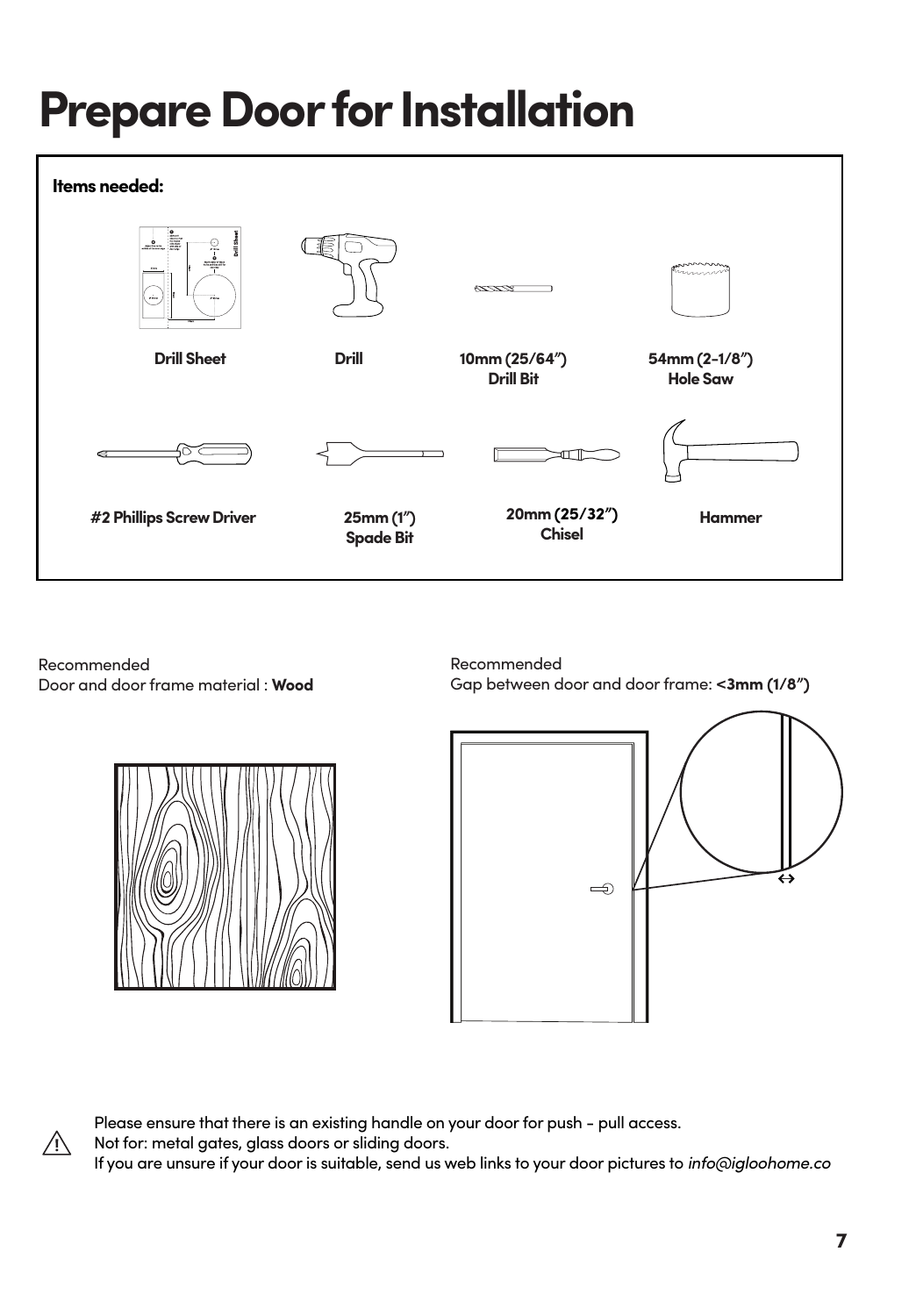# Prepare Door for Installation

**Items needed:**

**Drill Sheet**

**Drill**

**10mm (25/64")**
**Drill Bit**

**54mm (2-1/8")**
**Hole Saw**

**#2 Phillips Screw Driver**

**25mm (1")**
**Spade Bit**

**20mm (25/32")**
**Chisel**

**Hammer**

Recommended
Door and door frame material : **Wood**

Recommended
Gap between door and door frame: **<3mm (1/8")**

⚠ Please ensure that there is an existing handle on your door for push - pull access.
Not for: metal gates, glass doors or sliding doors.
If you are unsure if your door is suitable, send us web links to your door pictures to *info@igloohome.co*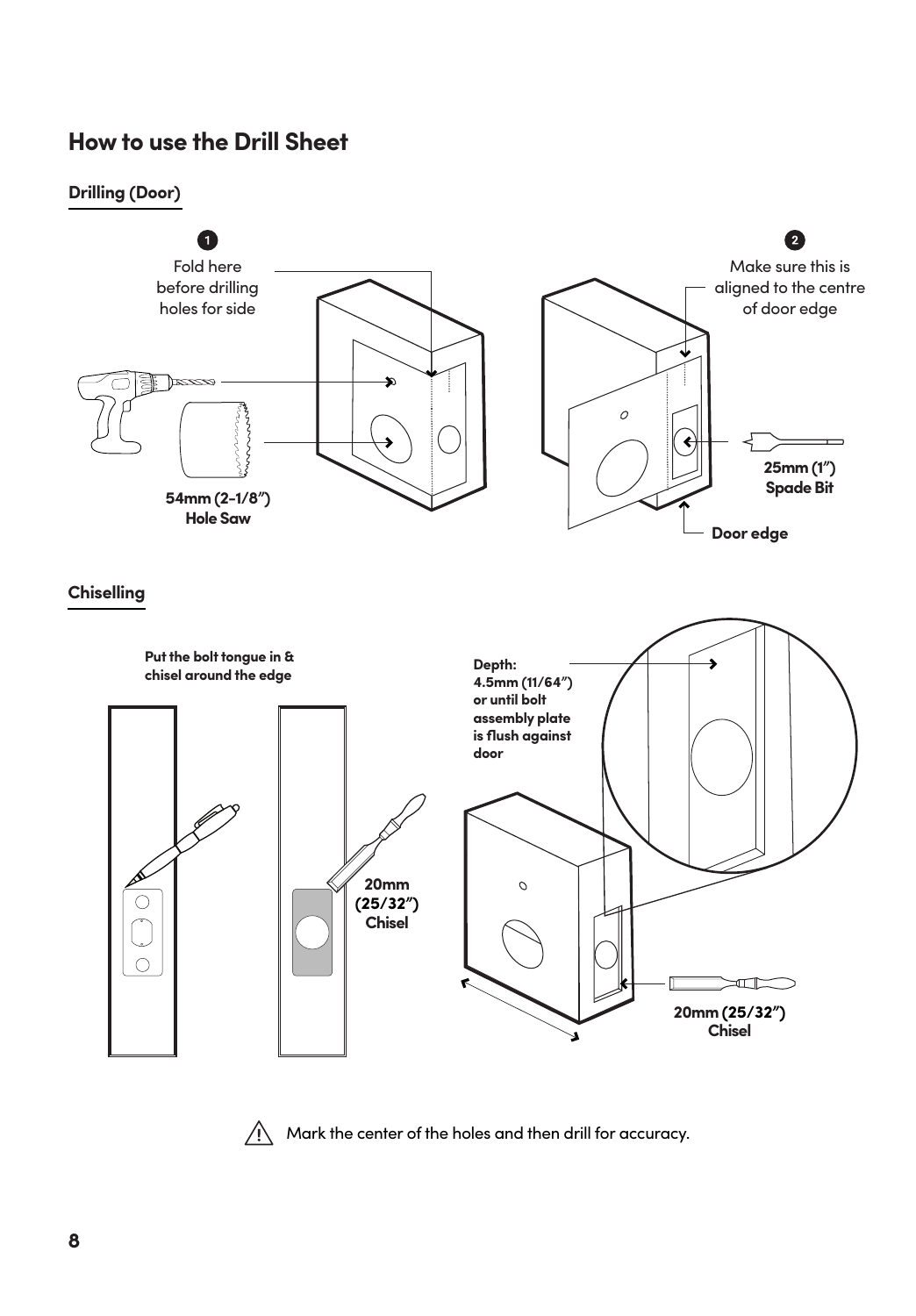## How to use the Drill Sheet

### Drilling (Door)

1

Fold here before drilling holes for side

54mm (2-1/8") Hole Saw

2

Make sure this is aligned to the centre of door edge

25mm (1") Spade Bit

Door edge

### Chiselling

Put the bolt tongue in & chisel around the edge

20mm (25/32") Chisel

Depth: 4.5mm (11/64") or until bolt assembly plate is flush against door

20mm (25/32") Chisel

⚠ Mark the center of the holes and then drill for accuracy.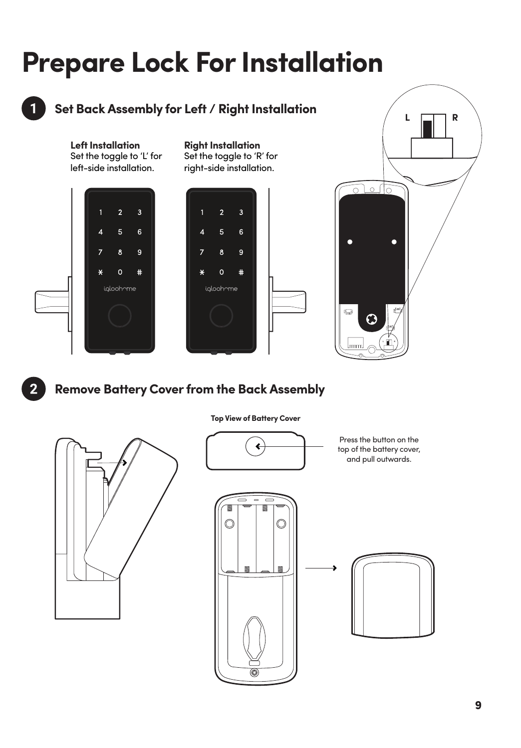# Prepare Lock For Installation

## 1 Set Back Assembly for Left / Right Installation

**Left Installation**
Set the toggle to 'L' for left-side installation.

**Right Installation**
Set the toggle to 'R' for right-side installation.

L R

## 2 Remove Battery Cover from the Back Assembly

**Top View of Battery Cover**

Press the button on the top of the battery cover, and pull outwards.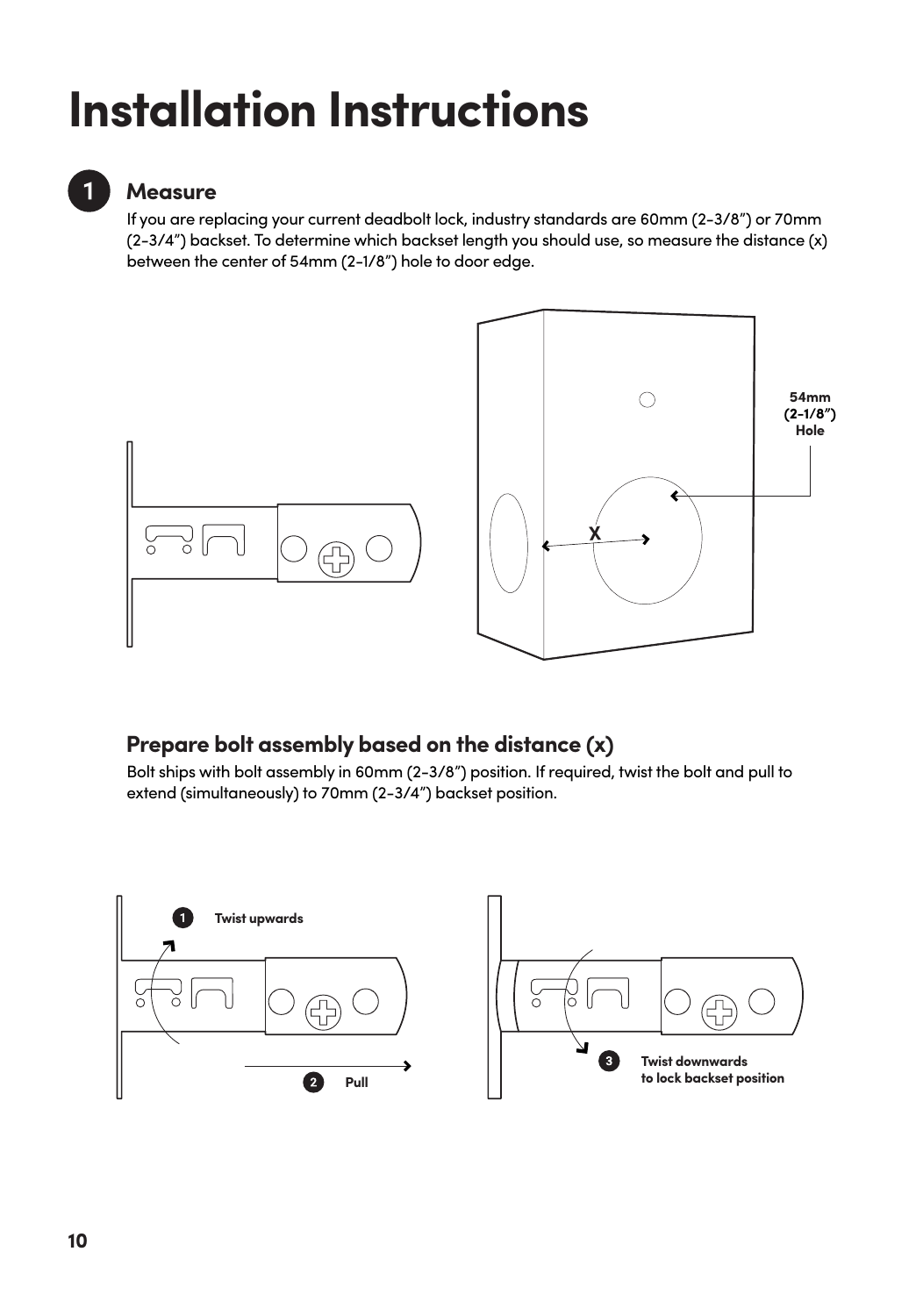# Installation Instructions

## 1 Measure

If you are replacing your current deadbolt lock, industry standards are 60mm (2-3/8") or 70mm (2-3/4") backset. To determine which backset length you should use, so measure the distance (x) between the center of 54mm (2-1/8") hole to door edge.

54mm
(2-1/8")
Hole

X

### Prepare bolt assembly based on the distance (x)

Bolt ships with bolt assembly in 60mm (2-3/8") position. If required, twist the bolt and pull to extend (simultaneously) to 70mm (2-3/4") backset position.

1 Twist upwards

2 Pull

3 Twist downwards to lock backset position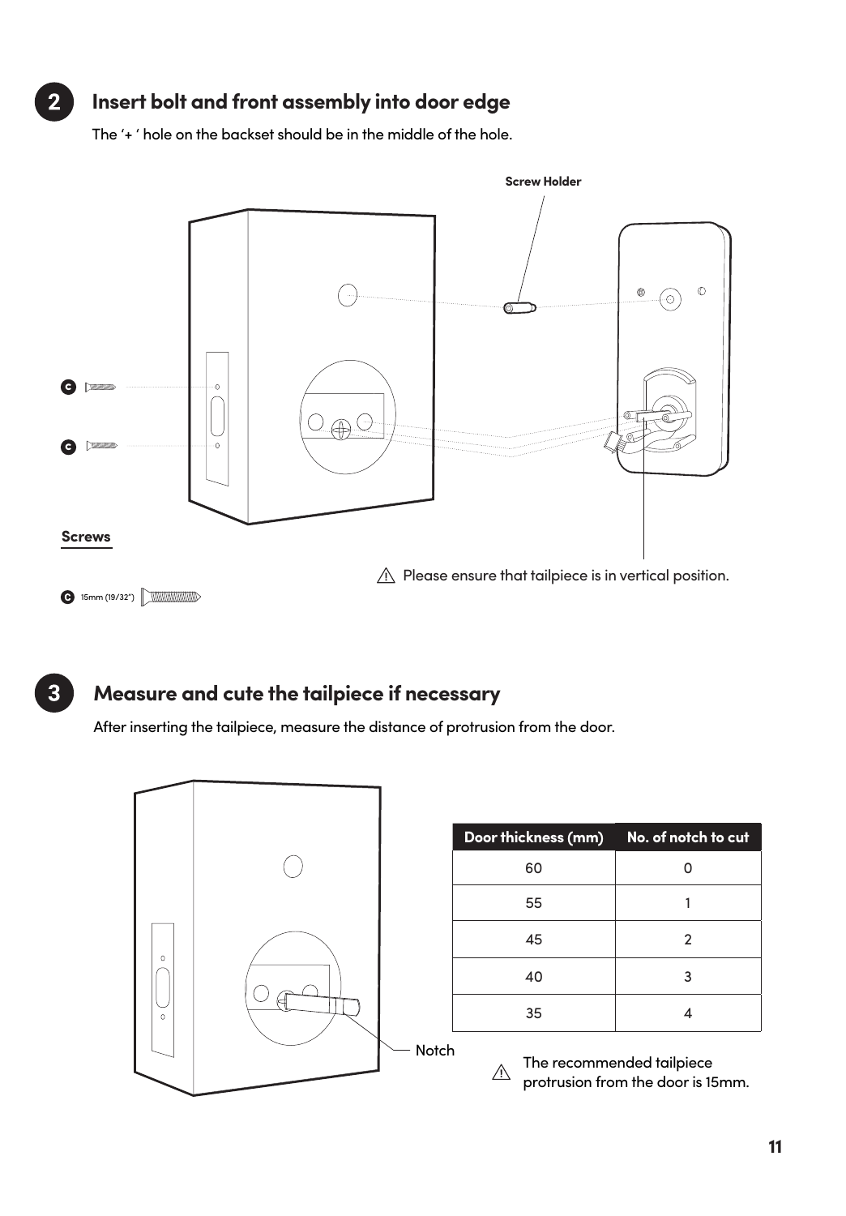## 2 Insert bolt and front assembly into door edge

The '+ ' hole on the backset should be in the middle of the hole.

Screw Holder

C

C

Screws

C 15mm (19/32")

⚠ Please ensure that tailpiece is in vertical position.

## 3 Measure and cute the tailpiece if necessary

After inserting the tailpiece, measure the distance of protrusion from the door.

Notch

| Door thickness (mm) | No. of notch to cut |
| --- | --- |
| 60 | 0 |
| 55 | 1 |
| 45 | 2 |
| 40 | 3 |
| 35 | 4 |

⚠ The recommended tailpiece protrusion from the door is 15mm.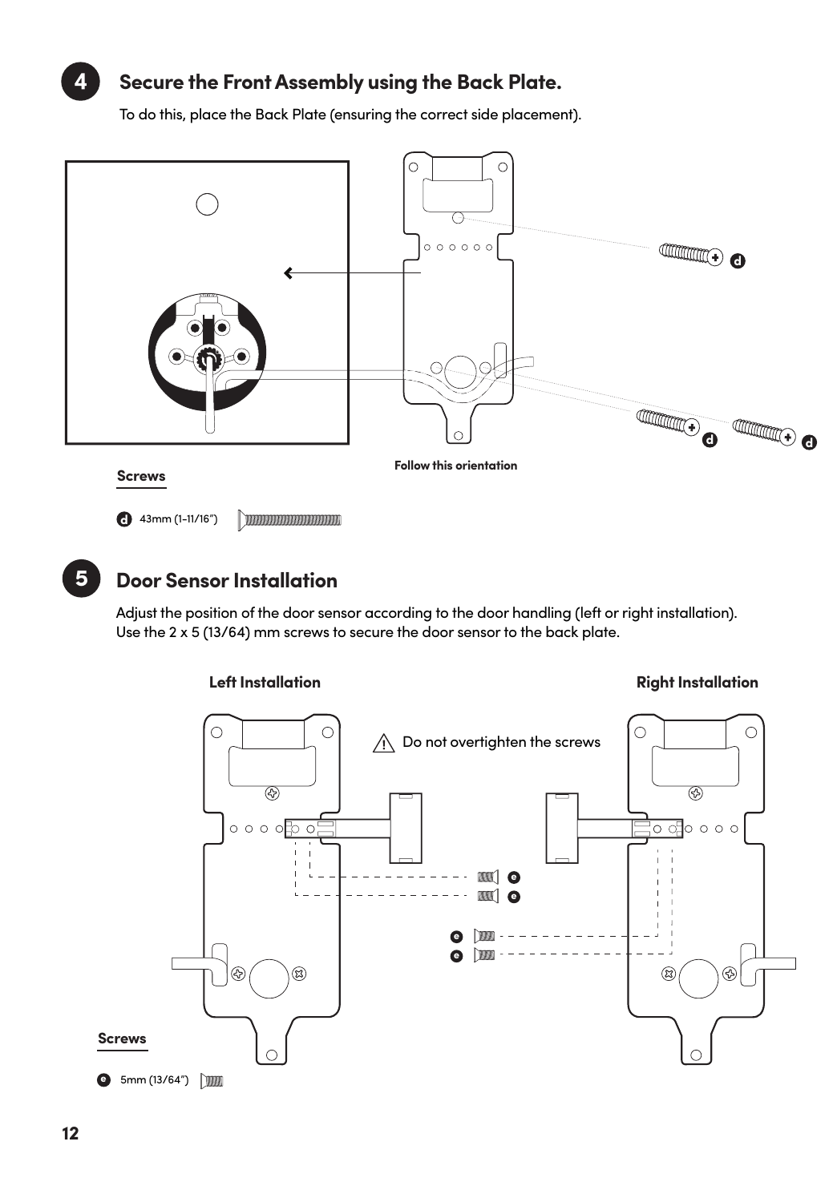## 4 Secure the Front Assembly using the Back Plate.

To do this, place the Back Plate (ensuring the correct side placement).

Follow this orientation

**Screws**

d 43mm (1-11/16")

## 5 Door Sensor Installation

Adjust the position of the door sensor according to the door handling (left or right installation).
Use the 2 x 5 (13/64) mm screws to secure the door sensor to the back plate.

**Left Installation**

**Right Installation**

⚠ Do not overtighten the screws

**Screws**

e 5mm (13/64")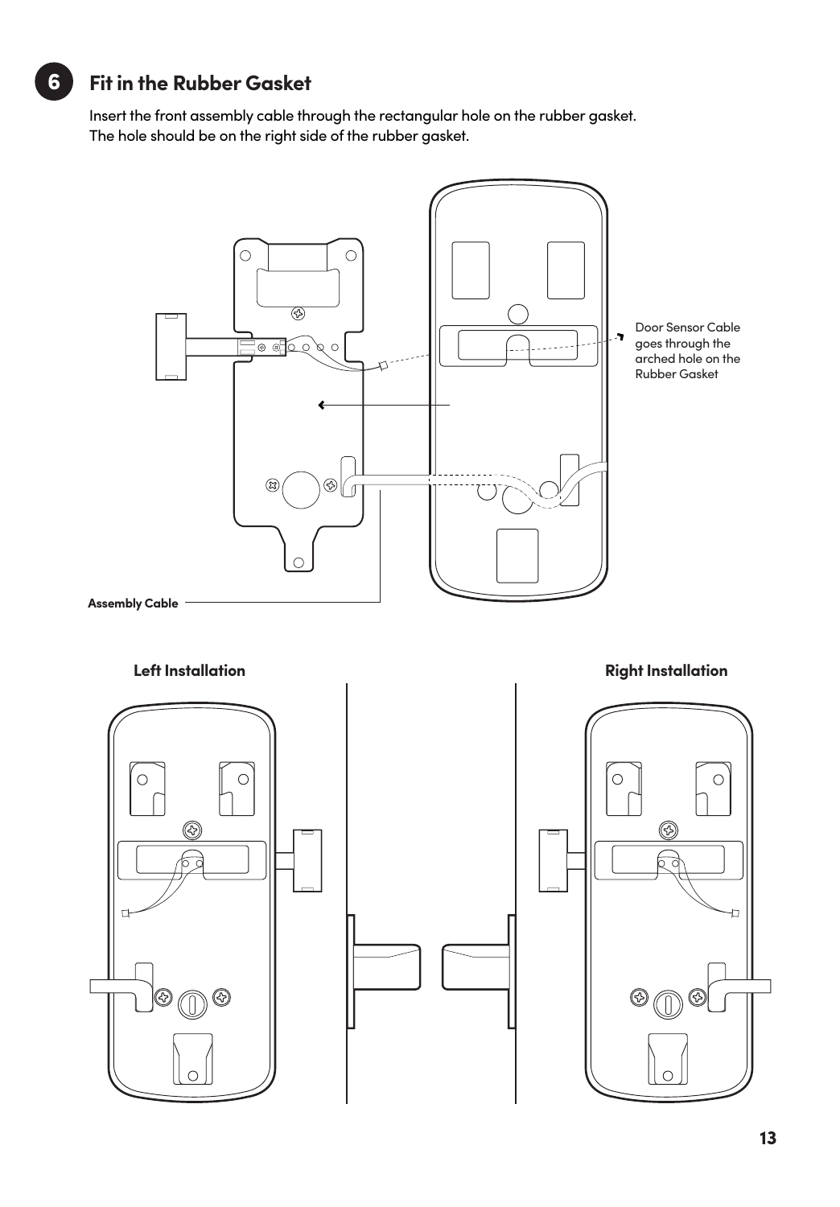## 6 Fit in the Rubber Gasket

Insert the front assembly cable through the rectangular hole on the rubber gasket.
The hole should be on the right side of the rubber gasket.

Door Sensor Cable goes through the arched hole on the Rubber Gasket

**Assembly Cable**

**Left Installation**

**Right Installation**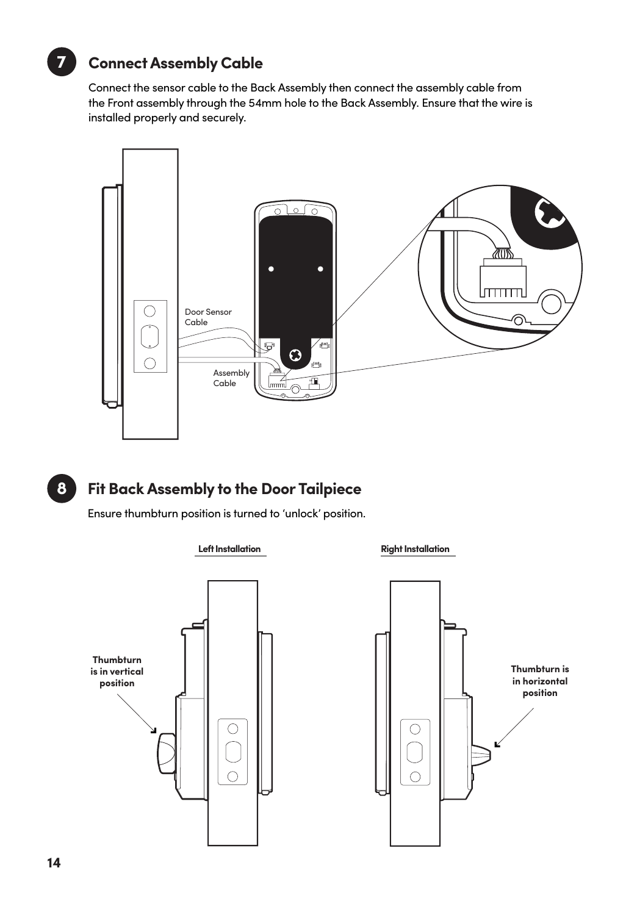## 7 Connect Assembly Cable

Connect the sensor cable to the Back Assembly then connect the assembly cable from the Front assembly through the 54mm hole to the Back Assembly. Ensure that the wire is installed properly and securely.

Door Sensor Cable

Assembly Cable

## 8 Fit Back Assembly to the Door Tailpiece

Ensure thumbturn position is turned to 'unlock' position.

**Left Installation**

**Thumbturn is in vertical position**

**Right Installation**

**Thumbturn is in horizontal position**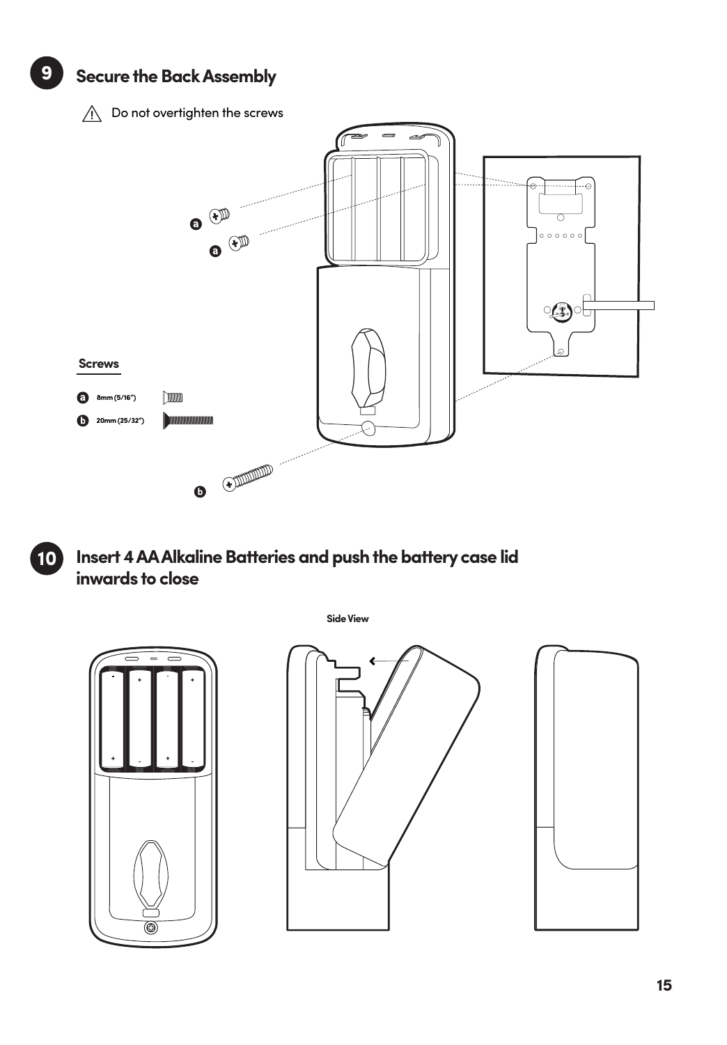## 9 Secure the Back Assembly

⚠ Do not overtighten the screws

a

a

**Screws**

a 8mm (5/16")

b 20mm (25/32")

b

## 10 Insert 4 AA Alkaline Batteries and push the battery case lid inwards to close

Side View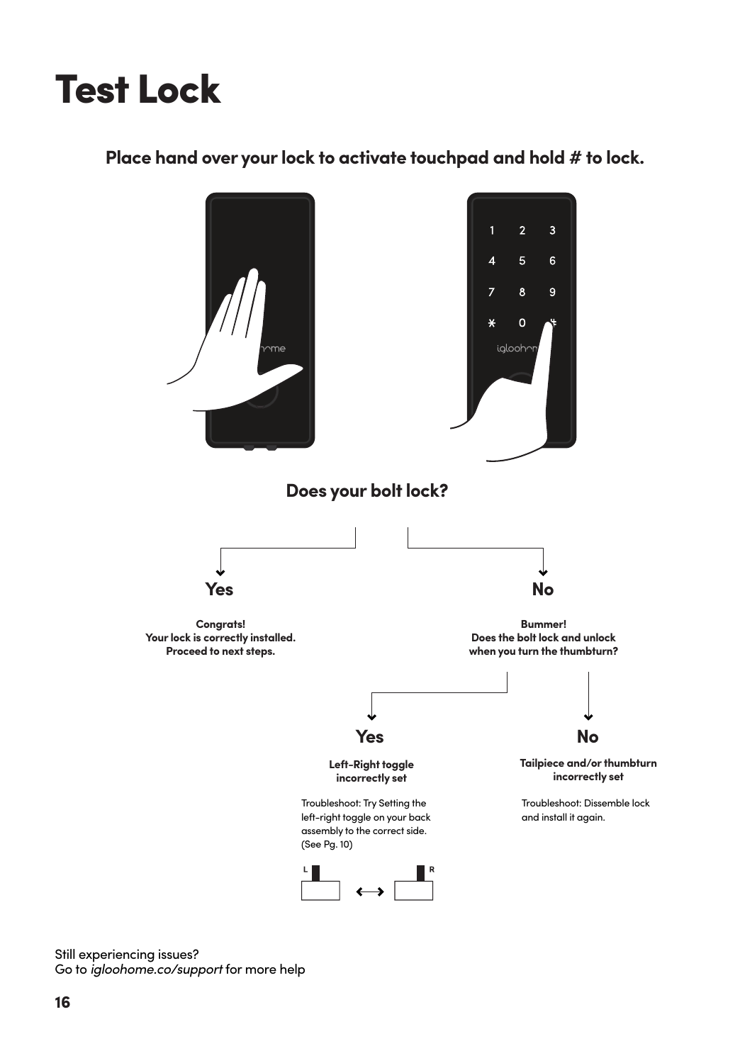# Test Lock

**Place hand over your lock to activate touchpad and hold # to lock.**

**Does your bolt lock?**

## Yes

**Congrats!**
**Your lock is correctly installed.**
**Proceed to next steps.**

## No

**Bummer!**
**Does the bolt lock and unlock when you turn the thumbturn?**

### Yes

**Left-Right toggle incorrectly set**

Troubleshoot: Try Setting the left-right toggle on your back assembly to the correct side. (See Pg. 10)

L ⟷ R

### No

**Tailpiece and/or thumbturn incorrectly set**

Troubleshoot: Dissemble lock and install it again.

Still experiencing issues?
Go to *igloohome.co/support* for more help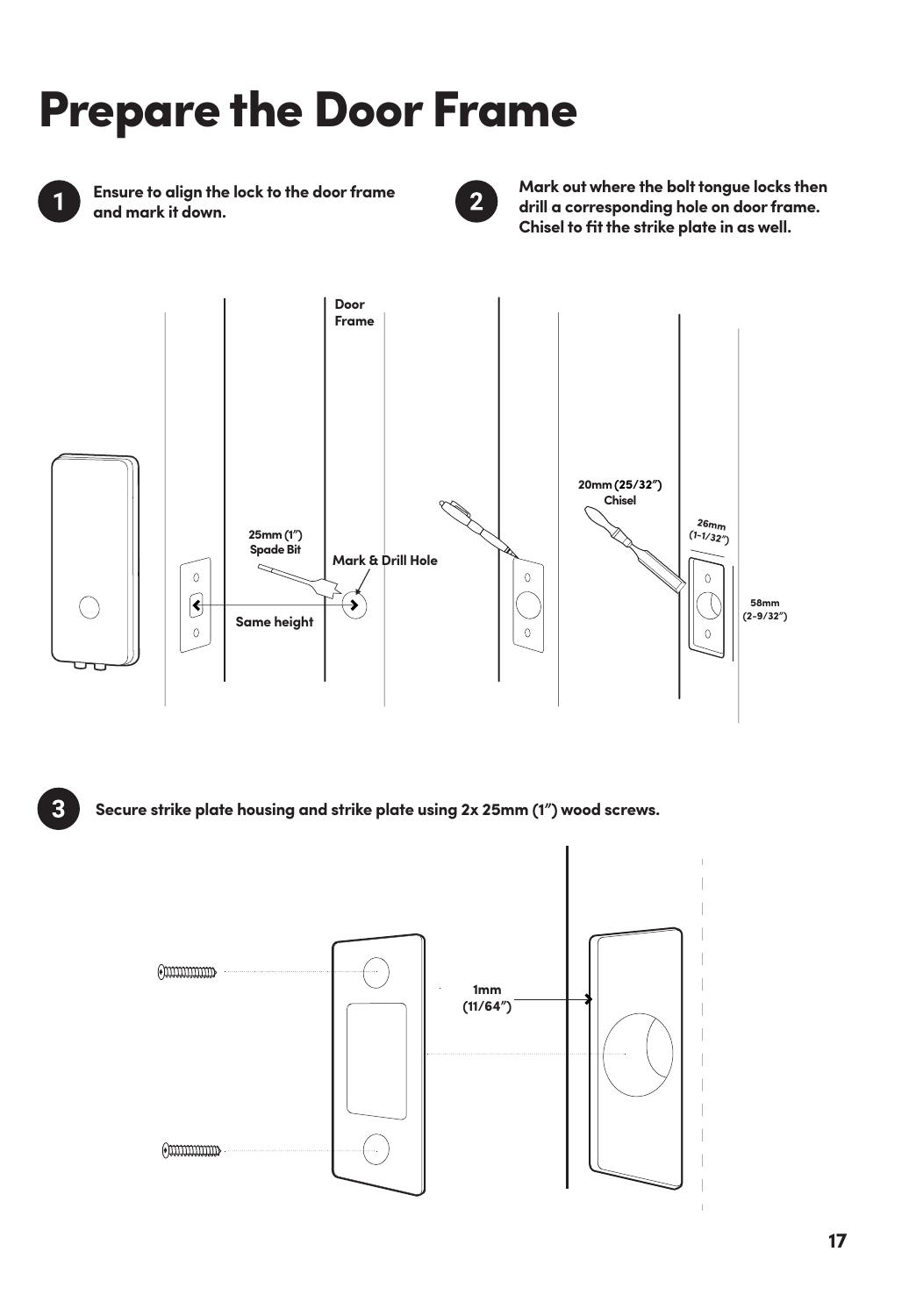# Prepare the Door Frame

**1** **Ensure to align the lock to the door frame and mark it down.**

**2** **Mark out where the bolt tongue locks then drill a corresponding hole on door frame. Chisel to fit the strike plate in as well.**

Door Frame

25mm (1") Spade Bit

Mark & Drill Hole

Same height

20mm (25/32") Chisel

26mm (1-1/32")

58mm (2-9/32")

**3** **Secure strike plate housing and strike plate using 2x 25mm (1") wood screws.**

1mm (11/64")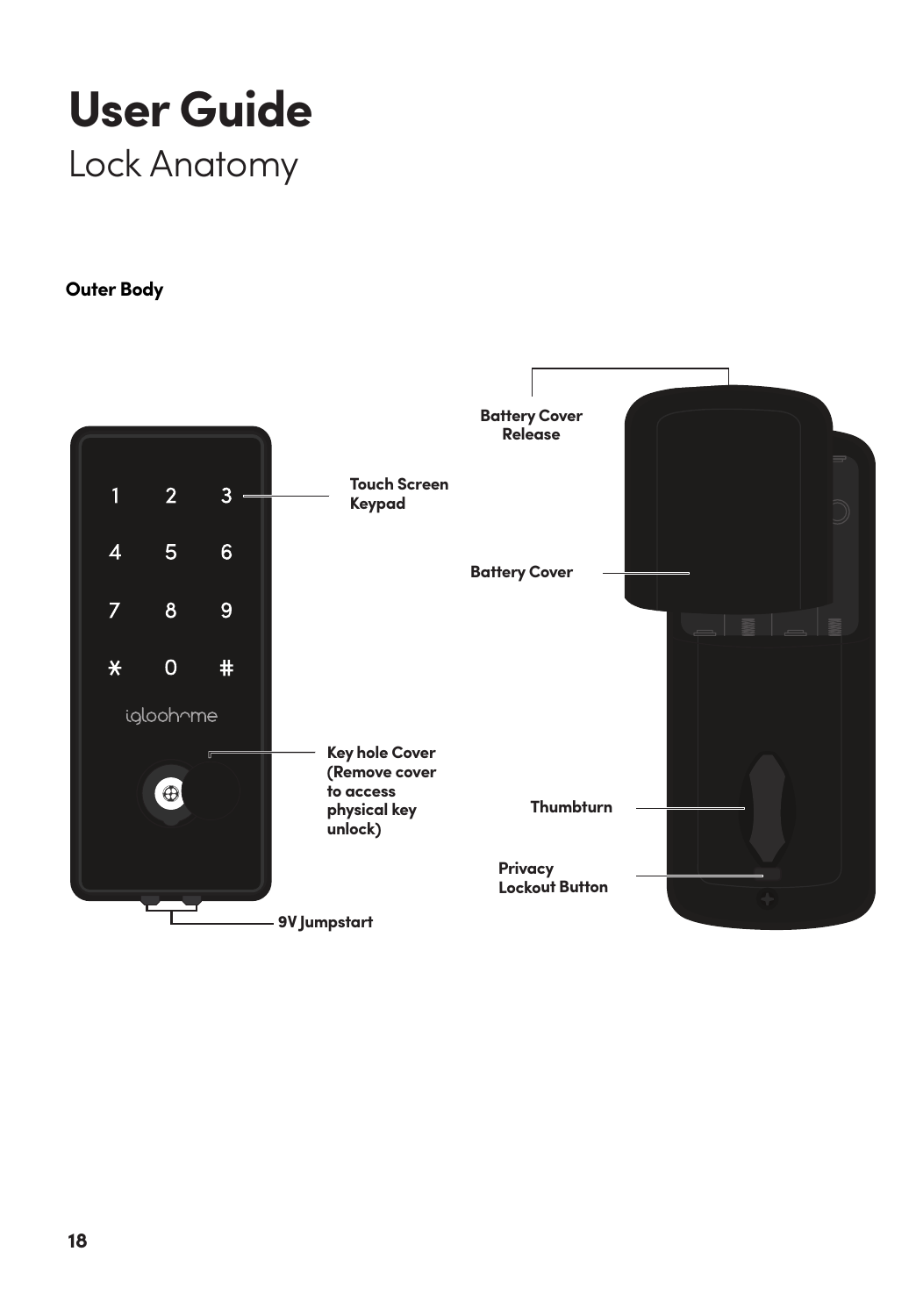# User Guide

## Lock Anatomy

**Outer Body**

1 2 3

4 5 6

7 8 9

* 0 #

igloohome

Touch Screen Keypad

Key hole Cover (Remove cover to access physical key unlock)

9V Jumpstart

Battery Cover Release

Battery Cover

Thumbturn

Privacy Lockout Button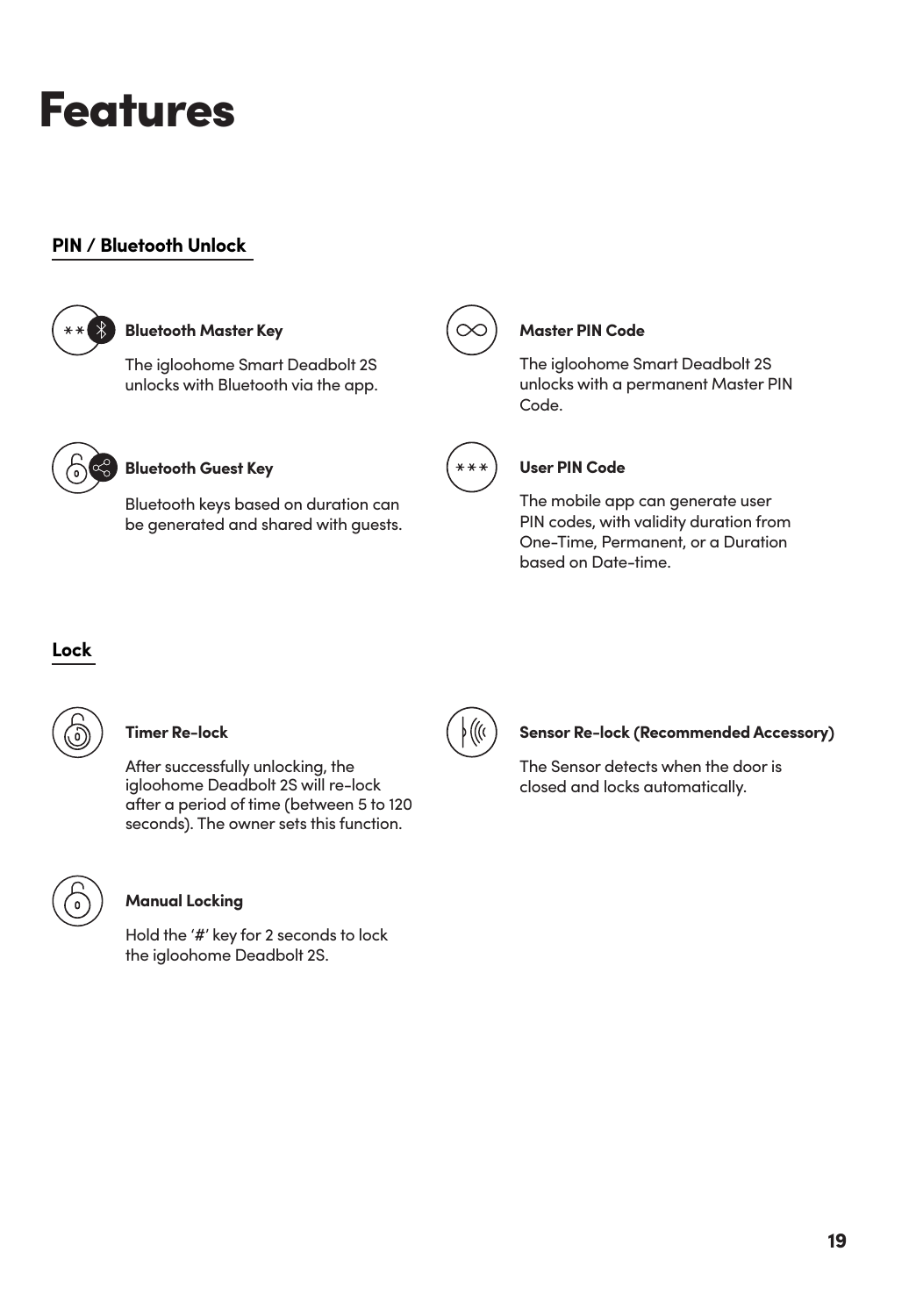# Features

## PIN / Bluetooth Unlock

### Bluetooth Master Key

The igloohome Smart Deadbolt 2S unlocks with Bluetooth via the app.

### Master PIN Code

The igloohome Smart Deadbolt 2S unlocks with a permanent Master PIN Code.

### Bluetooth Guest Key

Bluetooth keys based on duration can be generated and shared with guests.

### User PIN Code

The mobile app can generate user PIN codes, with validity duration from One-Time, Permanent, or a Duration based on Date-time.

## Lock

### Timer Re-lock

After successfully unlocking, the igloohome Deadbolt 2S will re-lock after a period of time (between 5 to 120 seconds). The owner sets this function.

### Sensor Re-lock (Recommended Accessory)

The Sensor detects when the door is closed and locks automatically.

### Manual Locking

Hold the '#' key for 2 seconds to lock the igloohome Deadbolt 2S.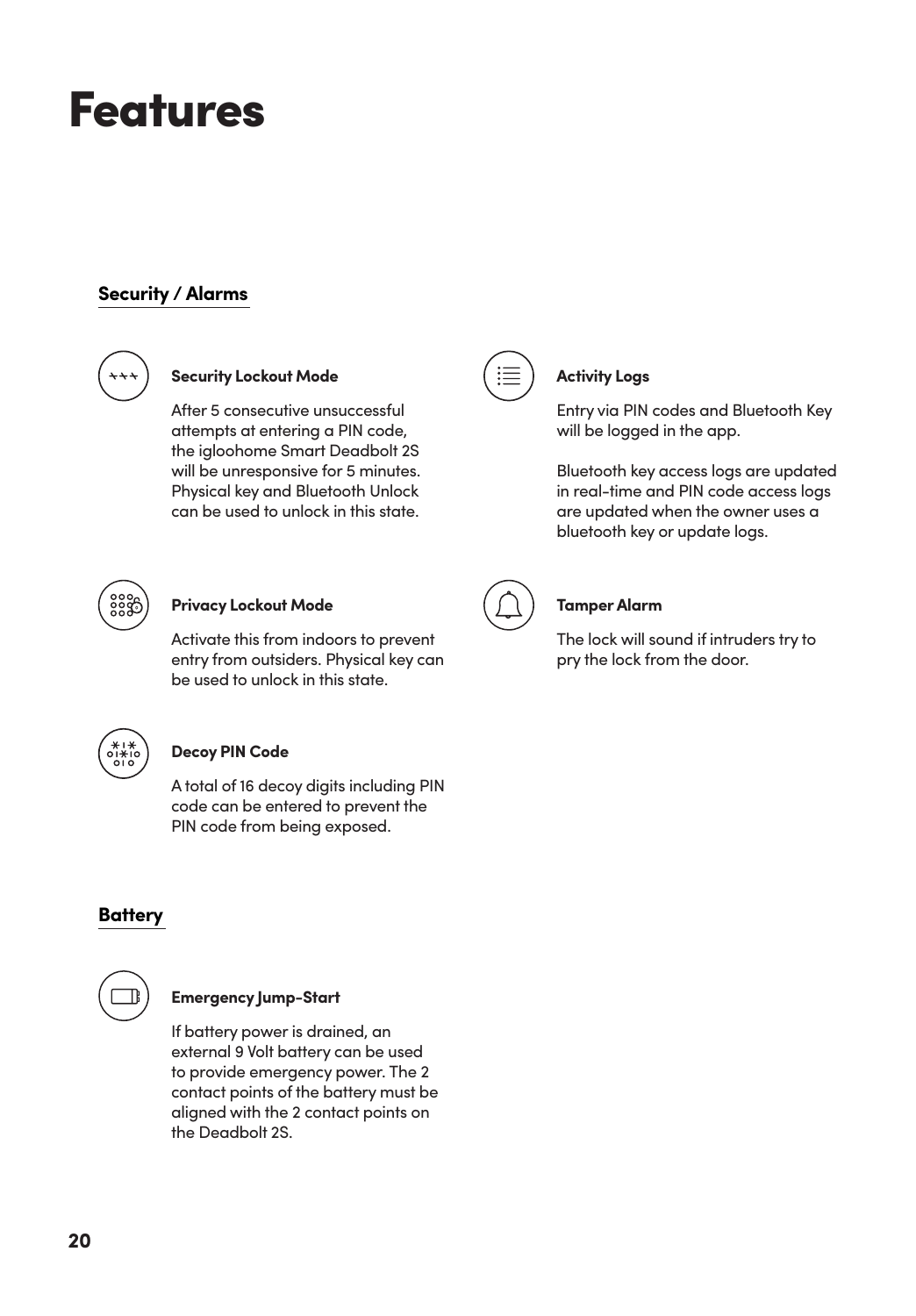# Features

## Security / Alarms

### Security Lockout Mode

After 5 consecutive unsuccessful attempts at entering a PIN code, the igloohome Smart Deadbolt 2S will be unresponsive for 5 minutes. Physical key and Bluetooth Unlock can be used to unlock in this state.

### Privacy Lockout Mode

Activate this from indoors to prevent entry from outsiders. Physical key can be used to unlock in this state.

### Decoy PIN Code

A total of 16 decoy digits including PIN code can be entered to prevent the PIN code from being exposed.

### Activity Logs

Entry via PIN codes and Bluetooth Key will be logged in the app.

Bluetooth key access logs are updated in real-time and PIN code access logs are updated when the owner uses a bluetooth key or update logs.

### Tamper Alarm

The lock will sound if intruders try to pry the lock from the door.

## Battery

### Emergency Jump-Start

If battery power is drained, an external 9 Volt battery can be used to provide emergency power. The 2 contact points of the battery must be aligned with the 2 contact points on the Deadbolt 2S.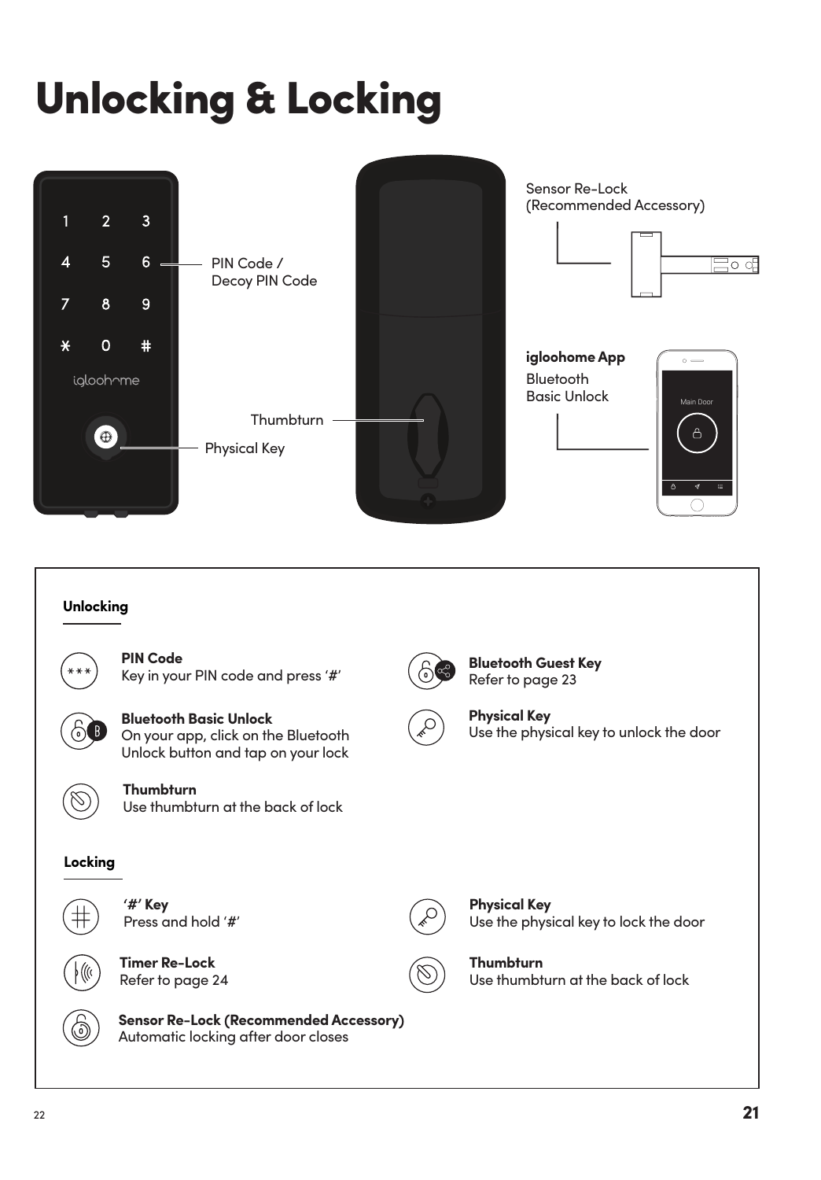# Unlocking & Locking

PIN Code /
Decoy PIN Code

Thumbturn

Physical Key

Sensor Re-Lock
(Recommended Accessory)

**igloohome App**
Bluetooth
Basic Unlock

## Unlocking

**PIN Code**
Key in your PIN code and press '#'

**Bluetooth Basic Unlock**
On your app, click on the Bluetooth Unlock button and tap on your lock

**Thumbturn**
Use thumbturn at the back of lock

**Bluetooth Guest Key**
Refer to page 23

**Physical Key**
Use the physical key to unlock the door

## Locking

**'#' Key**
Press and hold '#'

**Timer Re-Lock**
Refer to page 24

**Sensor Re-Lock (Recommended Accessory)**
Automatic locking after door closes

**Physical Key**
Use the physical key to lock the door

**Thumbturn**
Use thumbturn at the back of lock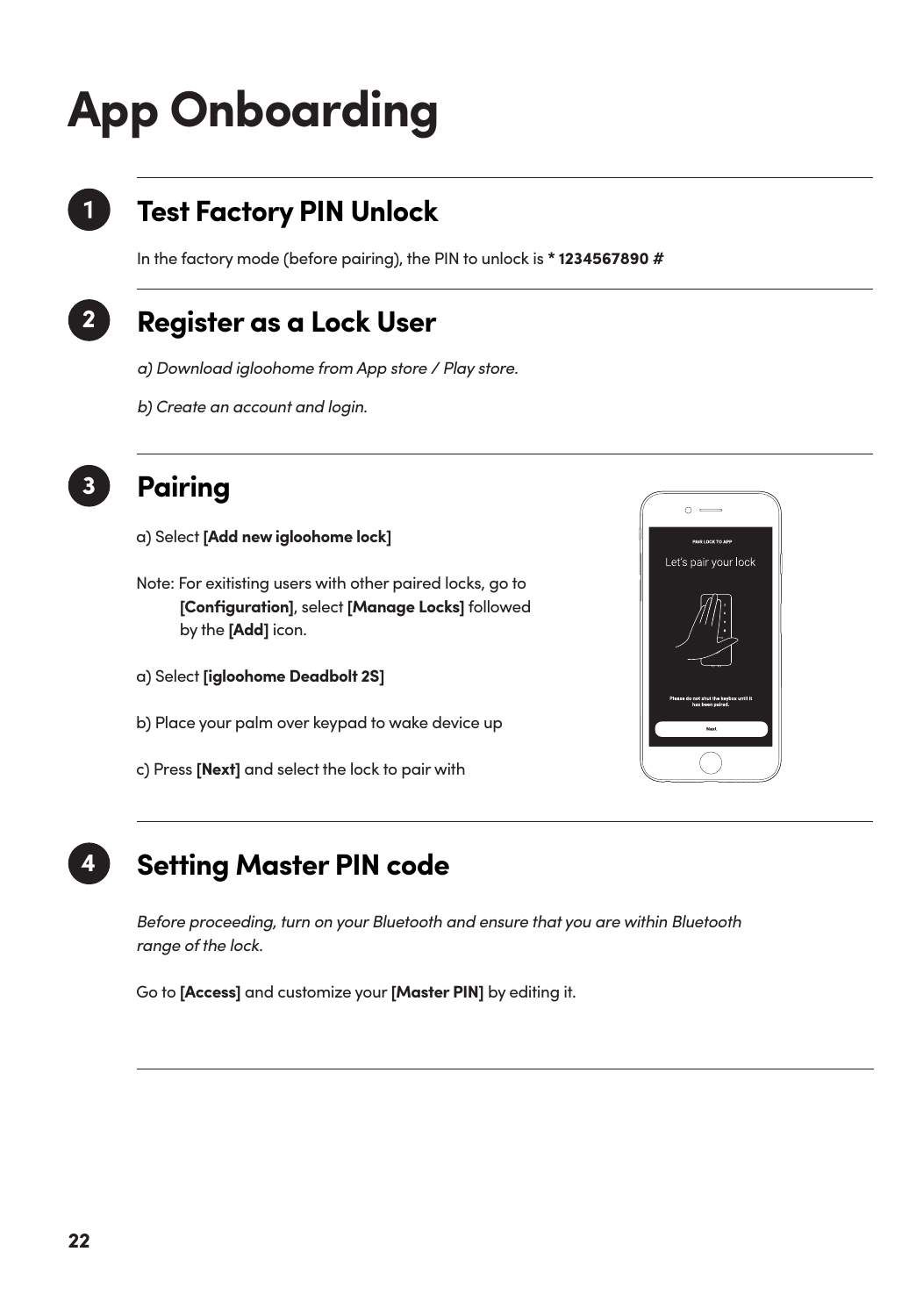# App Onboarding

## 1 Test Factory PIN Unlock

In the factory mode (before pairing), the PIN to unlock is *** 1234567890 #**

## 2 Register as a Lock User

*a) Download igloohome from App store / Play store.*

*b) Create an account and login.*

## 3 Pairing

a) Select **[Add new igloohome lock]**

Note: For exitisting users with other paired locks, go to **[Configuration]**, select **[Manage Locks]** followed by the **[Add]** icon.

a) Select **[igloohome Deadbolt 2S]**

b) Place your palm over keypad to wake device up

c) Press **[Next]** and select the lock to pair with

## 4 Setting Master PIN code

*Before proceeding, turn on your Bluetooth and ensure that you are within Bluetooth range of the lock.*

Go to **[Access]** and customize your **[Master PIN]** by editing it.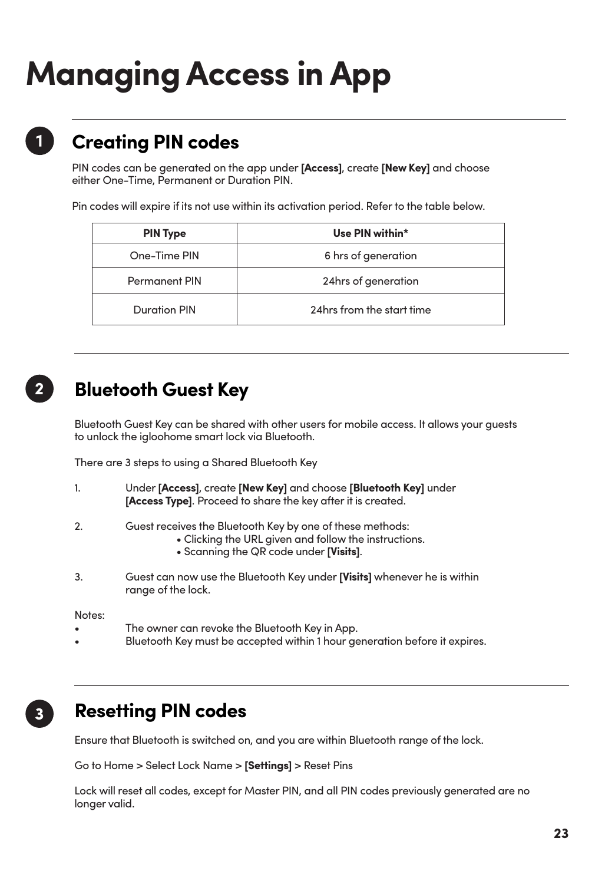# Managing Access in App

## 1 Creating PIN codes

PIN codes can be generated on the app under **[Access]**, create **[New Key]** and choose either One-Time, Permanent or Duration PIN.

Pin codes will expire if its not use within its activation period. Refer to the table below.

| PIN Type | Use PIN within* |
|---|---|
| One-Time PIN | 6 hrs of generation |
| Permanent PIN | 24hrs of generation |
| Duration PIN | 24hrs from the start time |

## 2 Bluetooth Guest Key

Bluetooth Guest Key can be shared with other users for mobile access. It allows your guests to unlock the igloohome smart lock via Bluetooth.

There are 3 steps to using a Shared Bluetooth Key

1. Under **[Access]**, create **[New Key]** and choose **[Bluetooth Key]** under **[Access Type]**. Proceed to share the key after it is created.
2. Guest receives the Bluetooth Key by one of these methods:
   - Clicking the URL given and follow the instructions.
   - Scanning the QR code under **[Visits]**.
3. Guest can now use the Bluetooth Key under **[Visits]** whenever he is within range of the lock.

Notes:

- The owner can revoke the Bluetooth Key in App.
- Bluetooth Key must be accepted within 1 hour generation before it expires.

## 3 Resetting PIN codes

Ensure that Bluetooth is switched on, and you are within Bluetooth range of the lock.

Go to Home > Select Lock Name > **[Settings]** > Reset Pins

Lock will reset all codes, except for Master PIN, and all PIN codes previously generated are no longer valid.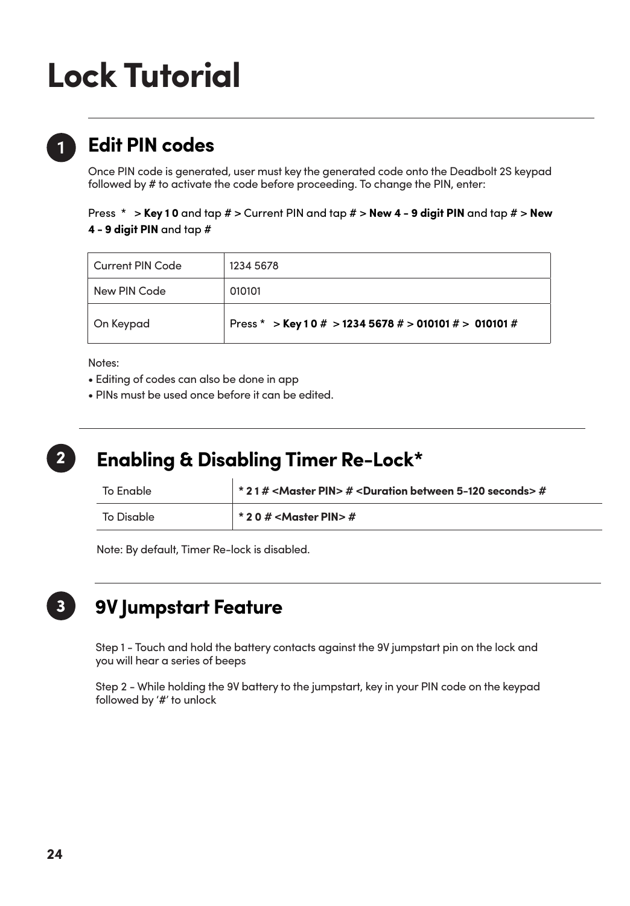# Lock Tutorial

## 1 Edit PIN codes

Once PIN code is generated, user must key the generated code onto the Deadbolt 2S keypad followed by # to activate the code before proceeding. To change the PIN, enter:

Press * > **Key 1 0** and tap # > Current PIN and tap # > **New 4 - 9 digit PIN** and tap # > **New 4 - 9 digit PIN** and tap #

| | |
|---|---|
| Current PIN Code | 1234 5678 |
| New PIN Code | 010101 |
| On Keypad | Press * > **Key 1 0 # > 1234 5678 # > 010101 # > 010101 #** |

Notes:

- Editing of codes can also be done in app
- PINs must be used once before it can be edited.

## 2 Enabling & Disabling Timer Re-Lock*

| | |
|---|---|
| To Enable | **\* 2 1 # <Master PIN> # <Duration between 5-120 seconds> #** |
| To Disable | **\* 2 0 # <Master PIN> #** |

Note: By default, Timer Re-lock is disabled.

## 3 9V Jumpstart Feature

Step 1 - Touch and hold the battery contacts against the 9V jumpstart pin on the lock and you will hear a series of beeps

Step 2 - While holding the 9V battery to the jumpstart, key in your PIN code on the keypad followed by '#' to unlock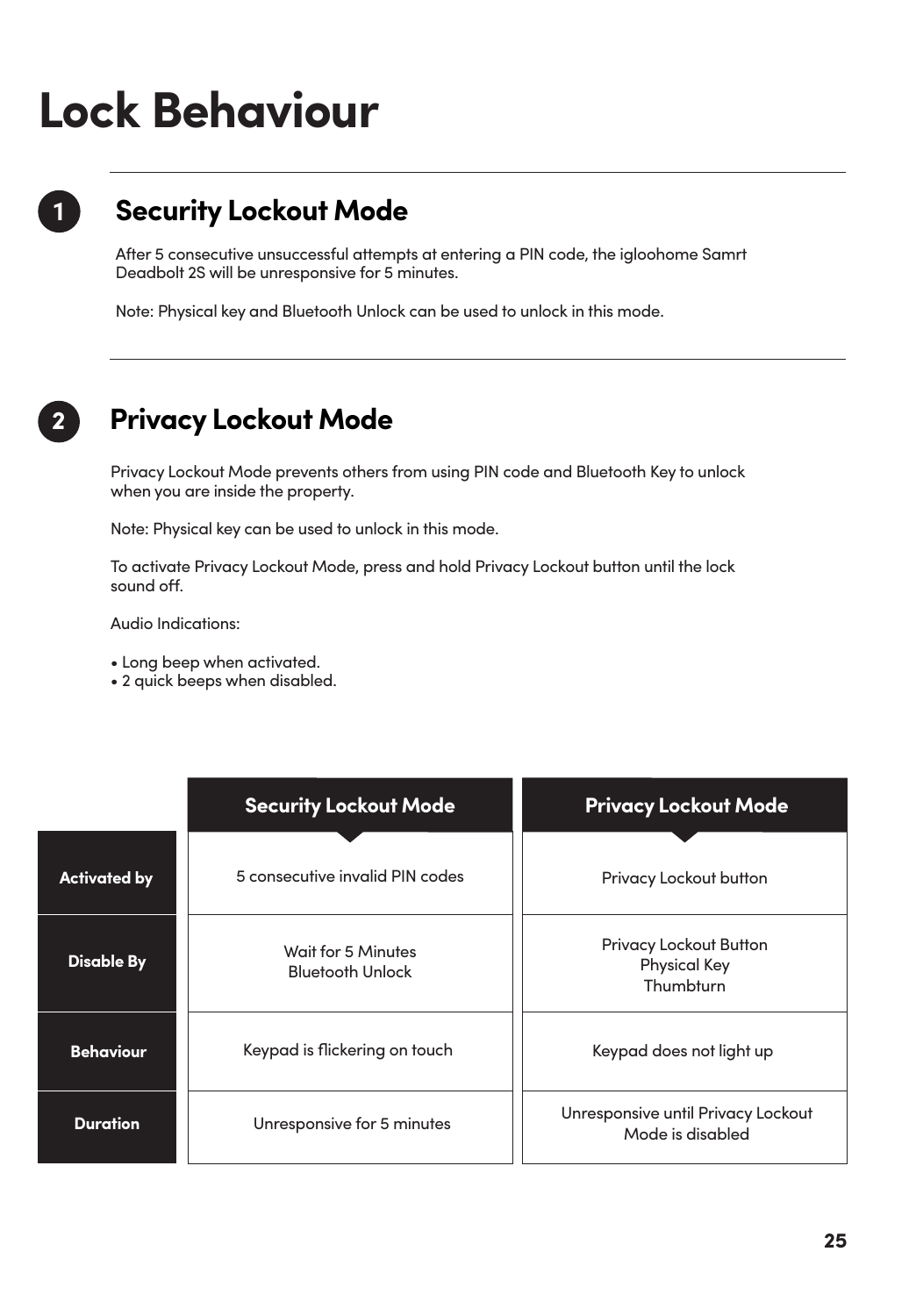# Lock Behaviour

## 1 Security Lockout Mode

After 5 consecutive unsuccessful attempts at entering a PIN code, the igloohome Samrt Deadbolt 2S will be unresponsive for 5 minutes.

Note: Physical key and Bluetooth Unlock can be used to unlock in this mode.

## 2 Privacy Lockout Mode

Privacy Lockout Mode prevents others from using PIN code and Bluetooth Key to unlock when you are inside the property.

Note: Physical key can be used to unlock in this mode.

To activate Privacy Lockout Mode, press and hold Privacy Lockout button until the lock sound off.

Audio Indications:

- Long beep when activated.
- 2 quick beeps when disabled.

| | Security Lockout Mode | Privacy Lockout Mode |
|---|---|---|
| **Activated by** | 5 consecutive invalid PIN codes | Privacy Lockout button |
| **Disable By** | Wait for 5 Minutes<br>Bluetooth Unlock | Privacy Lockout Button<br>Physical Key<br>Thumbturn |
| **Behaviour** | Keypad is flickering on touch | Keypad does not light up |
| **Duration** | Unresponsive for 5 minutes | Unresponsive until Privacy Lockout Mode is disabled |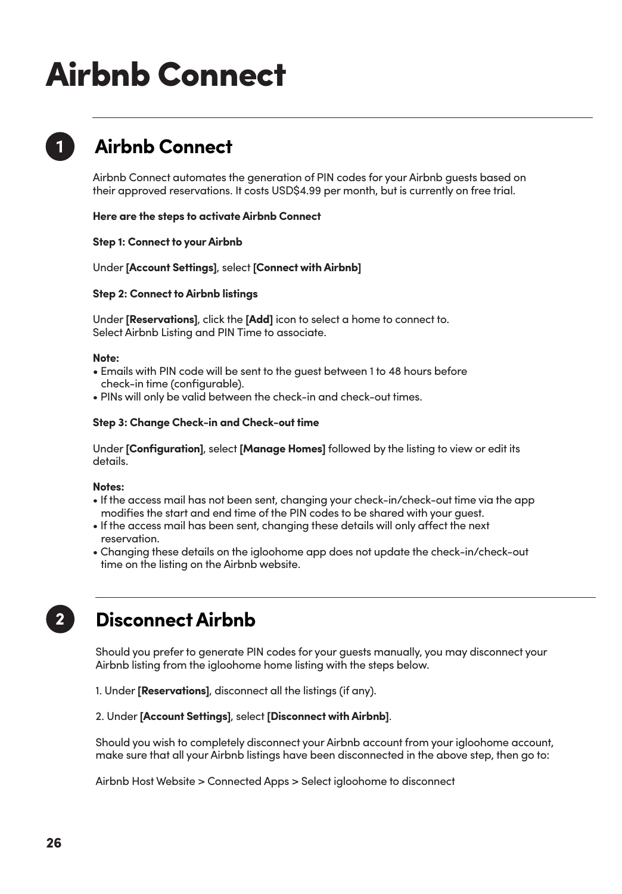# Airbnb Connect

## 1 Airbnb Connect

Airbnb Connect automates the generation of PIN codes for your Airbnb guests based on their approved reservations. It costs USD$4.99 per month, but is currently on free trial.

**Here are the steps to activate Airbnb Connect**

**Step 1: Connect to your Airbnb**

Under **[Account Settings]**, select **[Connect with Airbnb]**

**Step 2: Connect to Airbnb listings**

Under **[Reservations]**, click the **[Add]** icon to select a home to connect to.
Select Airbnb Listing and PIN Time to associate.

**Note:**

- Emails with PIN code will be sent to the guest between 1 to 48 hours before check-in time (configurable).
- PINs will only be valid between the check-in and check-out times.

**Step 3: Change Check-in and Check-out time**

Under **[Configuration]**, select **[Manage Homes]** followed by the listing to view or edit its details.

**Notes:**

- If the access mail has not been sent, changing your check-in/check-out time via the app modifies the start and end time of the PIN codes to be shared with your guest.
- If the access mail has been sent, changing these details will only affect the next reservation.
- Changing these details on the igloohome app does not update the check-in/check-out time on the listing on the Airbnb website.

## 2 Disconnect Airbnb

Should you prefer to generate PIN codes for your guests manually, you may disconnect your Airbnb listing from the igloohome home listing with the steps below.

1. Under **[Reservations]**, disconnect all the listings (if any).

2. Under **[Account Settings]**, select **[Disconnect with Airbnb]**.

Should you wish to completely disconnect your Airbnb account from your igloohome account, make sure that all your Airbnb listings have been disconnected in the above step, then go to:

Airbnb Host Website > Connected Apps > Select igloohome to disconnect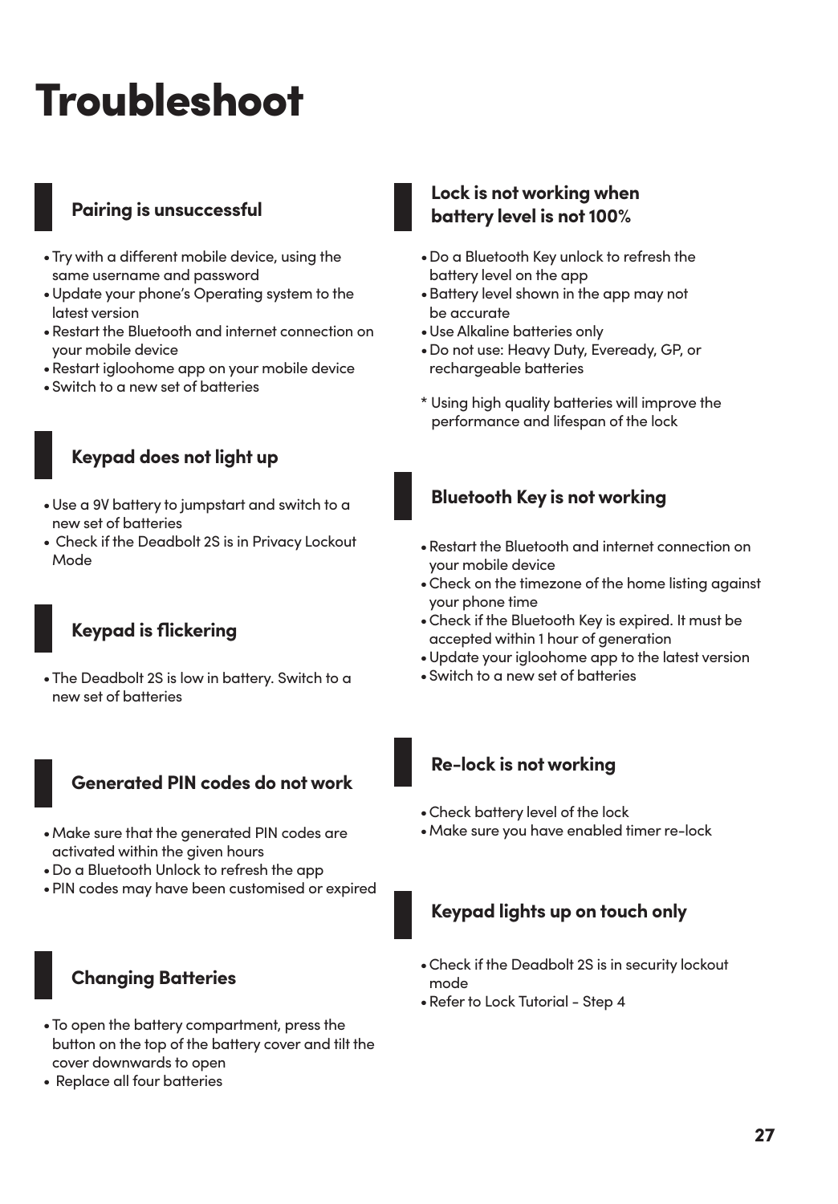# Troubleshoot

## Pairing is unsuccessful

- Try with a different mobile device, using the same username and password
- Update your phone's Operating system to the latest version
- Restart the Bluetooth and internet connection on your mobile device
- Restart igloohome app on your mobile device
- Switch to a new set of batteries

## Keypad does not light up

- Use a 9V battery to jumpstart and switch to a new set of batteries
- Check if the Deadbolt 2S is in Privacy Lockout Mode

## Keypad is flickering

- The Deadbolt 2S is low in battery. Switch to a new set of batteries

## Generated PIN codes do not work

- Make sure that the generated PIN codes are activated within the given hours
- Do a Bluetooth Unlock to refresh the app
- PIN codes may have been customised or expired

## Changing Batteries

- To open the battery compartment, press the button on the top of the battery cover and tilt the cover downwards to open
- Replace all four batteries

## Lock is not working when battery level is not 100%

- Do a Bluetooth Key unlock to refresh the battery level on the app
- Battery level shown in the app may not be accurate
- Use Alkaline batteries only
- Do not use: Heavy Duty, Eveready, GP, or rechargeable batteries

\* Using high quality batteries will improve the performance and lifespan of the lock

## Bluetooth Key is not working

- Restart the Bluetooth and internet connection on your mobile device
- Check on the timezone of the home listing against your phone time
- Check if the Bluetooth Key is expired. It must be accepted within 1 hour of generation
- Update your igloohome app to the latest version
- Switch to a new set of batteries

## Re-lock is not working

- Check battery level of the lock
- Make sure you have enabled timer re-lock

## Keypad lights up on touch only

- Check if the Deadbolt 2S is in security lockout mode
- Refer to Lock Tutorial - Step 4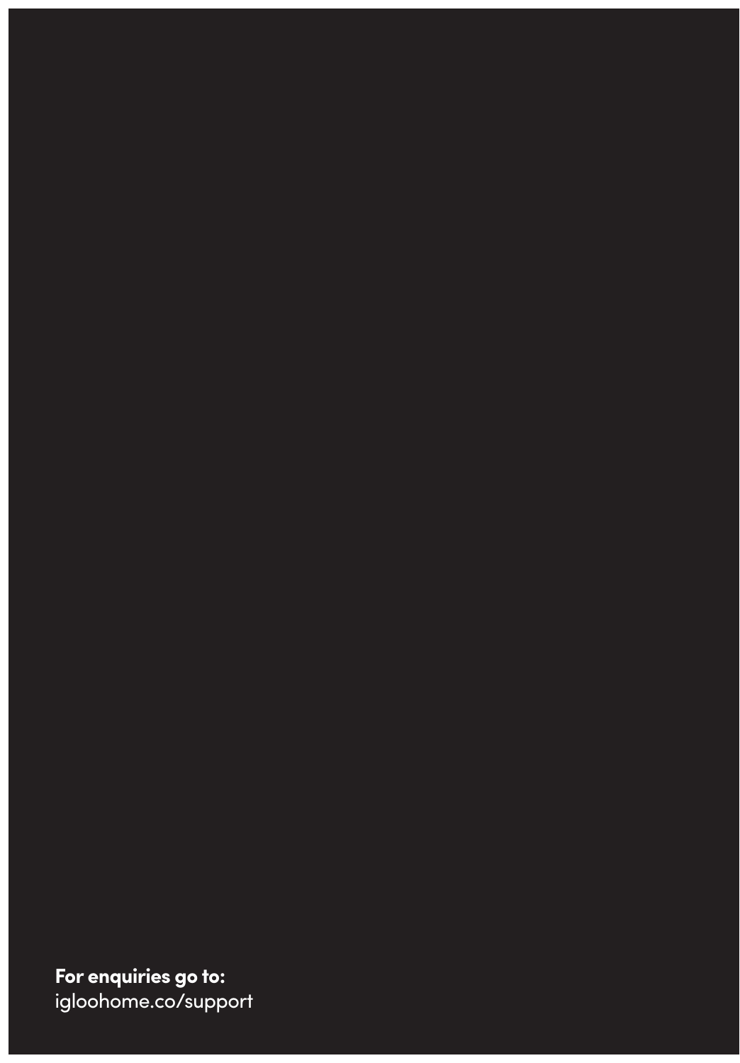**For enquiries go to:**
igloohome.co/support